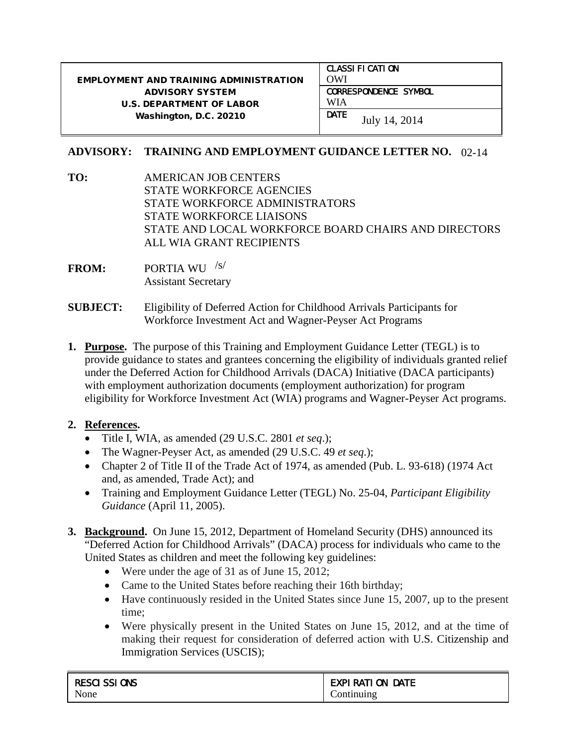| EMPLOYMENT AND TRAINING ADMINISTRATION ADVISORY SYSTEM U.S. DEPARTMENT OF LABOR Washington, D.C. 20210 | CLASSIFICATION OWI |
|---|---|
| | CORRESPONDENCE SYMBOL WIA |
| | DATE July 14, 2014 |

**ADVISORY: TRAINING AND EMPLOYMENT GUIDANCE LETTER NO.** 02-14

**TO:** AMERICAN JOB CENTERS
STATE WORKFORCE AGENCIES
STATE WORKFORCE ADMINISTRATORS
STATE WORKFORCE LIAISONS
STATE AND LOCAL WORKFORCE BOARD CHAIRS AND DIRECTORS
ALL WIA GRANT RECIPIENTS

**FROM:** PORTIA WU /s/
Assistant Secretary

**SUBJECT:** Eligibility of Deferred Action for Childhood Arrivals Participants for Workforce Investment Act and Wagner-Peyser Act Programs

1. **Purpose.** The purpose of this Training and Employment Guidance Letter (TEGL) is to provide guidance to states and grantees concerning the eligibility of individuals granted relief under the Deferred Action for Childhood Arrivals (DACA) Initiative (DACA participants) with employment authorization documents (employment authorization) for program eligibility for Workforce Investment Act (WIA) programs and Wagner-Peyser Act programs.

2. **References.**
   - Title I, WIA, as amended (29 U.S.C. 2801 *et seq*.);
   - The Wagner-Peyser Act, as amended (29 U.S.C. 49 *et seq*.);
   - Chapter 2 of Title II of the Trade Act of 1974, as amended (Pub. L. 93-618) (1974 Act and, as amended, Trade Act); and
   - Training and Employment Guidance Letter (TEGL) No. 25-04, *Participant Eligibility Guidance* (April 11, 2005).

3. **Background.** On June 15, 2012, Department of Homeland Security (DHS) announced its "Deferred Action for Childhood Arrivals" (DACA) process for individuals who came to the United States as children and meet the following key guidelines:
   - Were under the age of 31 as of June 15, 2012;
   - Came to the United States before reaching their 16th birthday;
   - Have continuously resided in the United States since June 15, 2007, up to the present time;
   - Were physically present in the United States on June 15, 2012, and at the time of making their request for consideration of deferred action with U.S. Citizenship and Immigration Services (USCIS);

| RESCISSIONS | EXPIRATION DATE |
|---|---|
| None | Continuing |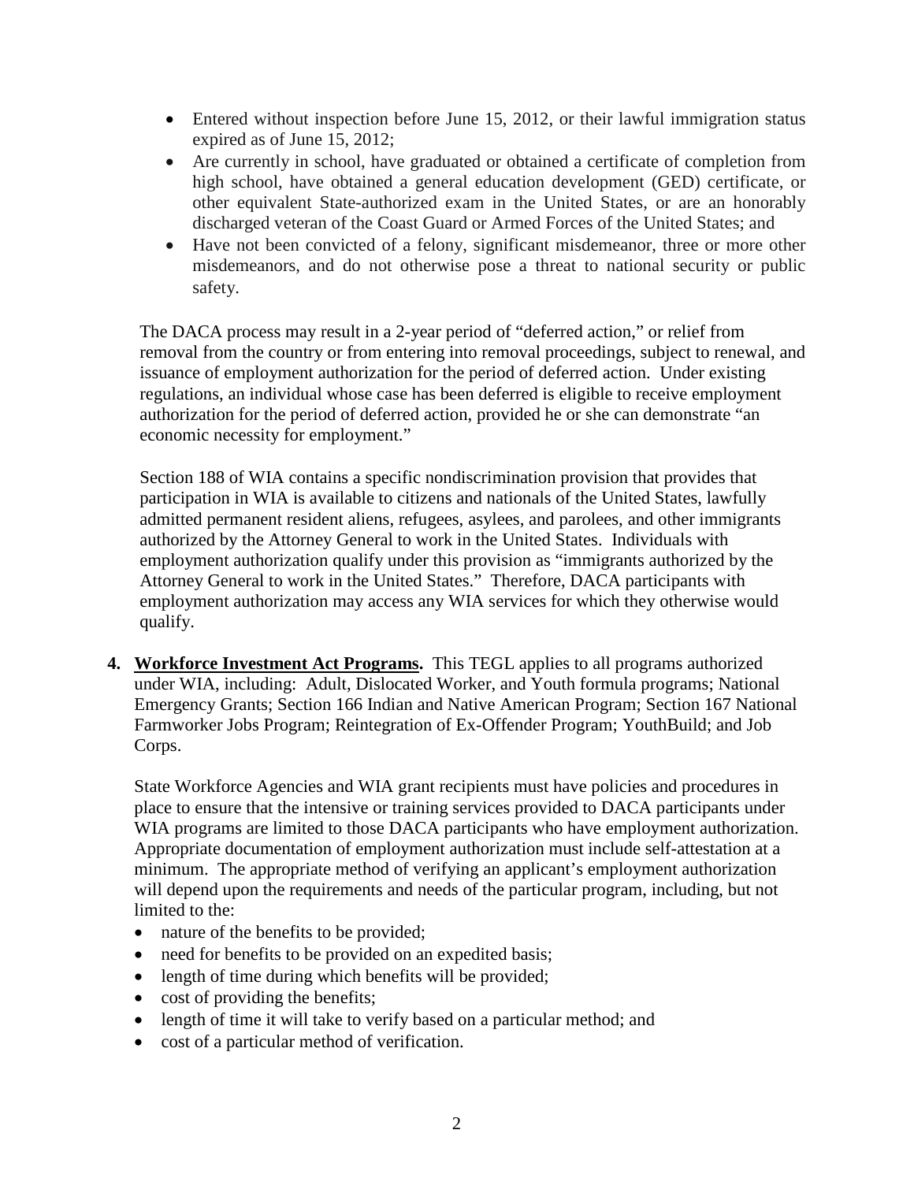- Entered without inspection before June 15, 2012, or their lawful immigration status expired as of June 15, 2012;
- Are currently in school, have graduated or obtained a certificate of completion from high school, have obtained a general education development (GED) certificate, or other equivalent State-authorized exam in the United States, or are an honorably discharged veteran of the Coast Guard or Armed Forces of the United States; and
- Have not been convicted of a felony, significant misdemeanor, three or more other misdemeanors, and do not otherwise pose a threat to national security or public safety.

The DACA process may result in a 2-year period of "deferred action," or relief from removal from the country or from entering into removal proceedings, subject to renewal, and issuance of employment authorization for the period of deferred action. Under existing regulations, an individual whose case has been deferred is eligible to receive employment authorization for the period of deferred action, provided he or she can demonstrate "an economic necessity for employment."

Section 188 of WIA contains a specific nondiscrimination provision that provides that participation in WIA is available to citizens and nationals of the United States, lawfully admitted permanent resident aliens, refugees, asylees, and parolees, and other immigrants authorized by the Attorney General to work in the United States. Individuals with employment authorization qualify under this provision as "immigrants authorized by the Attorney General to work in the United States." Therefore, DACA participants with employment authorization may access any WIA services for which they otherwise would qualify.

4. **Workforce Investment Act Programs.** This TEGL applies to all programs authorized under WIA, including: Adult, Dislocated Worker, and Youth formula programs; National Emergency Grants; Section 166 Indian and Native American Program; Section 167 National Farmworker Jobs Program; Reintegration of Ex-Offender Program; YouthBuild; and Job Corps.

State Workforce Agencies and WIA grant recipients must have policies and procedures in place to ensure that the intensive or training services provided to DACA participants under WIA programs are limited to those DACA participants who have employment authorization. Appropriate documentation of employment authorization must include self-attestation at a minimum. The appropriate method of verifying an applicant's employment authorization will depend upon the requirements and needs of the particular program, including, but not limited to the:

- nature of the benefits to be provided;
- need for benefits to be provided on an expedited basis;
- length of time during which benefits will be provided;
- cost of providing the benefits;
- length of time it will take to verify based on a particular method; and
- cost of a particular method of verification.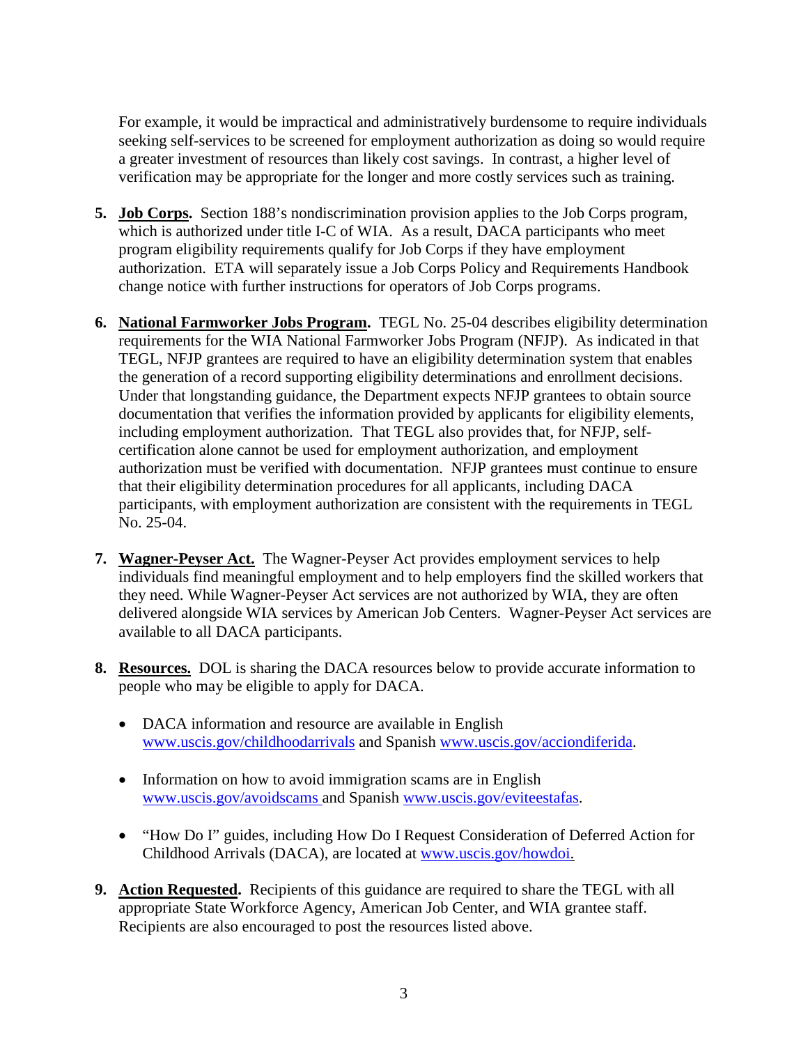For example, it would be impractical and administratively burdensome to require individuals seeking self-services to be screened for employment authorization as doing so would require a greater investment of resources than likely cost savings. In contrast, a higher level of verification may be appropriate for the longer and more costly services such as training.

5. **Job Corps.** Section 188's nondiscrimination provision applies to the Job Corps program, which is authorized under title I-C of WIA. As a result, DACA participants who meet program eligibility requirements qualify for Job Corps if they have employment authorization. ETA will separately issue a Job Corps Policy and Requirements Handbook change notice with further instructions for operators of Job Corps programs.

6. **National Farmworker Jobs Program.** TEGL No. 25-04 describes eligibility determination requirements for the WIA National Farmworker Jobs Program (NFJP). As indicated in that TEGL, NFJP grantees are required to have an eligibility determination system that enables the generation of a record supporting eligibility determinations and enrollment decisions. Under that longstanding guidance, the Department expects NFJP grantees to obtain source documentation that verifies the information provided by applicants for eligibility elements, including employment authorization. That TEGL also provides that, for NFJP, self-certification alone cannot be used for employment authorization, and employment authorization must be verified with documentation. NFJP grantees must continue to ensure that their eligibility determination procedures for all applicants, including DACA participants, with employment authorization are consistent with the requirements in TEGL No. 25-04.

7. **Wagner-Peyser Act.** The Wagner-Peyser Act provides employment services to help individuals find meaningful employment and to help employers find the skilled workers that they need. While Wagner-Peyser Act services are not authorized by WIA, they are often delivered alongside WIA services by American Job Centers. Wagner-Peyser Act services are available to all DACA participants.

8. **Resources.** DOL is sharing the DACA resources below to provide accurate information to people who may be eligible to apply for DACA.

   - DACA information and resource are available in English www.uscis.gov/childhoodarrivals and Spanish www.uscis.gov/acciondiferida.
   - Information on how to avoid immigration scams are in English www.uscis.gov/avoidscams and Spanish www.uscis.gov/eviteestafas.
   - "How Do I" guides, including How Do I Request Consideration of Deferred Action for Childhood Arrivals (DACA), are located at www.uscis.gov/howdoi.

9. **Action Requested.** Recipients of this guidance are required to share the TEGL with all appropriate State Workforce Agency, American Job Center, and WIA grantee staff. Recipients are also encouraged to post the resources listed above.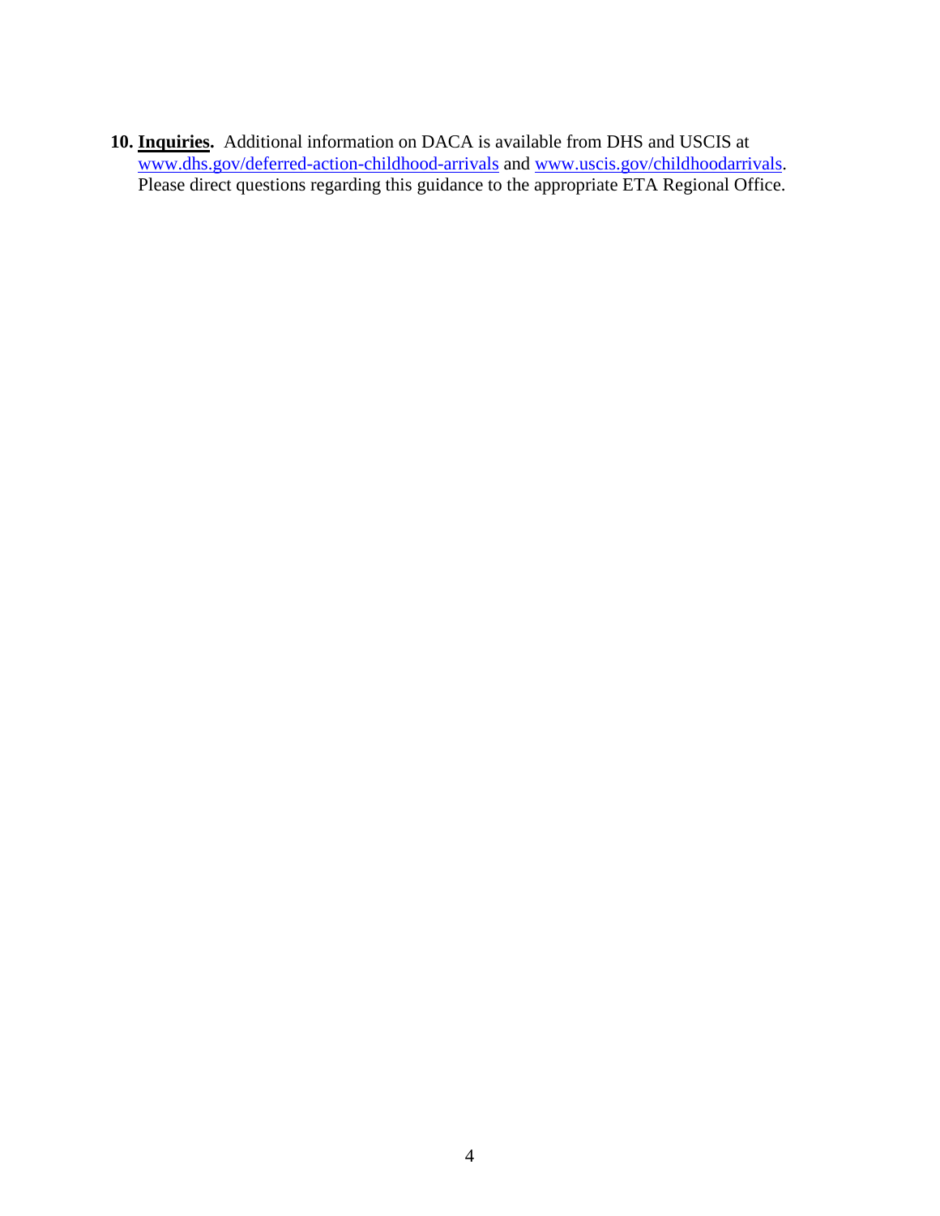10. **Inquiries.** Additional information on DACA is available from DHS and USCIS at www.dhs.gov/deferred-action-childhood-arrivals and www.uscis.gov/childhoodarrivals. Please direct questions regarding this guidance to the appropriate ETA Regional Office.